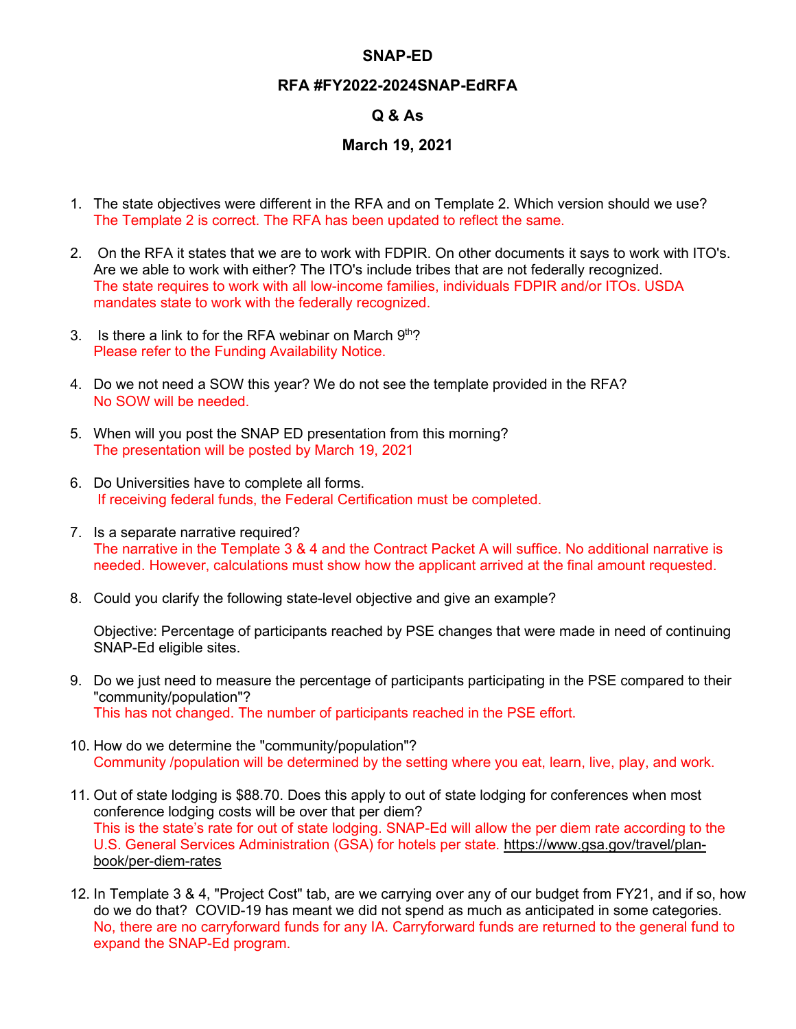# SNAP-ED

## RFA #FY2022-2024SNAP-EdRFA

## Q & As

## March 19, 2021

1. The state objectives were different in the RFA and on Template 2. Which version should we use?
   The Template 2 is correct. The RFA has been updated to reflect the same.

2. On the RFA it states that we are to work with FDPIR. On other documents it says to work with ITO's. Are we able to work with either? The ITO's include tribes that are not federally recognized.
   The state requires to work with all low-income families, individuals FDPIR and/or ITOs. USDA mandates state to work with the federally recognized.

3. Is there a link to for the RFA webinar on March 9th?
   Please refer to the Funding Availability Notice.

4. Do we not need a SOW this year? We do not see the template provided in the RFA?
   No SOW will be needed.

5. When will you post the SNAP ED presentation from this morning?
   The presentation will be posted by March 19, 2021

6. Do Universities have to complete all forms.
   If receiving federal funds, the Federal Certification must be completed.

7. Is a separate narrative required?
   The narrative in the Template 3 & 4 and the Contract Packet A will suffice. No additional narrative is needed. However, calculations must show how the applicant arrived at the final amount requested.

8. Could you clarify the following state-level objective and give an example?

   Objective: Percentage of participants reached by PSE changes that were made in need of continuing SNAP-Ed eligible sites.

9. Do we just need to measure the percentage of participants participating in the PSE compared to their "community/population"?
   This has not changed. The number of participants reached in the PSE effort.

10. How do we determine the "community/population"?
    Community /population will be determined by the setting where you eat, learn, live, play, and work.

11. Out of state lodging is $88.70. Does this apply to out of state lodging for conferences when most conference lodging costs will be over that per diem?
    This is the state's rate for out of state lodging. SNAP-Ed will allow the per diem rate according to the U.S. General Services Administration (GSA) for hotels per state. https://www.gsa.gov/travel/plan-book/per-diem-rates

12. In Template 3 & 4, "Project Cost" tab, are we carrying over any of our budget from FY21, and if so, how do we do that? COVID-19 has meant we did not spend as much as anticipated in some categories.
    No, there are no carryforward funds for any IA. Carryforward funds are returned to the general fund to expand the SNAP-Ed program.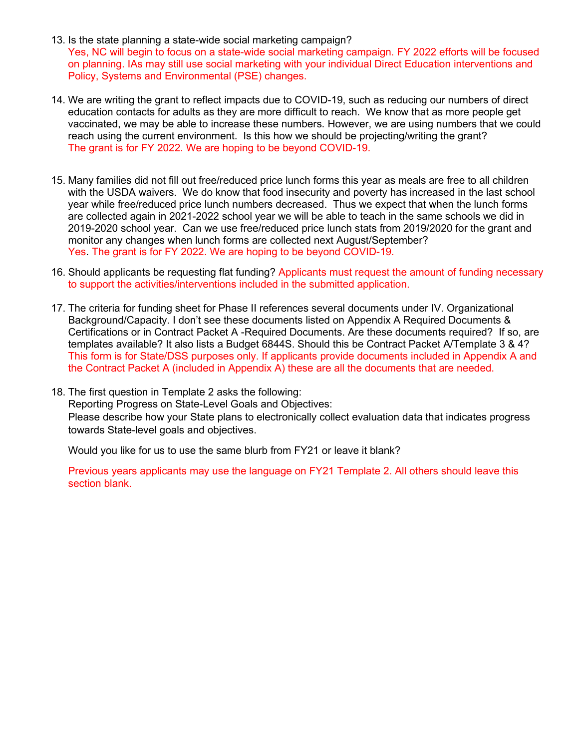13. Is the state planning a state-wide social marketing campaign?
    Yes, NC will begin to focus on a state-wide social marketing campaign. FY 2022 efforts will be focused on planning. IAs may still use social marketing with your individual Direct Education interventions and Policy, Systems and Environmental (PSE) changes.

14. We are writing the grant to reflect impacts due to COVID-19, such as reducing our numbers of direct education contacts for adults as they are more difficult to reach. We know that as more people get vaccinated, we may be able to increase these numbers. However, we are using numbers that we could reach using the current environment. Is this how we should be projecting/writing the grant?
    The grant is for FY 2022. We are hoping to be beyond COVID-19.

15. Many families did not fill out free/reduced price lunch forms this year as meals are free to all children with the USDA waivers. We do know that food insecurity and poverty has increased in the last school year while free/reduced price lunch numbers decreased. Thus we expect that when the lunch forms are collected again in 2021-2022 school year we will be able to teach in the same schools we did in 2019-2020 school year. Can we use free/reduced price lunch stats from 2019/2020 for the grant and monitor any changes when lunch forms are collected next August/September?
    Yes. The grant is for FY 2022. We are hoping to be beyond COVID-19.

16. Should applicants be requesting flat funding? Applicants must request the amount of funding necessary to support the activities/interventions included in the submitted application.

17. The criteria for funding sheet for Phase II references several documents under IV. Organizational Background/Capacity. I don't see these documents listed on Appendix A Required Documents & Certifications or in Contract Packet A -Required Documents. Are these documents required? If so, are templates available? It also lists a Budget 6844S. Should this be Contract Packet A/Template 3 & 4?
    This form is for State/DSS purposes only. If applicants provide documents included in Appendix A and the Contract Packet A (included in Appendix A) these are all the documents that are needed.

18. The first question in Template 2 asks the following:
    Reporting Progress on State-Level Goals and Objectives:
    Please describe how your State plans to electronically collect evaluation data that indicates progress towards State-level goals and objectives.

    Would you like for us to use the same blurb from FY21 or leave it blank?

    Previous years applicants may use the language on FY21 Template 2. All others should leave this section blank.